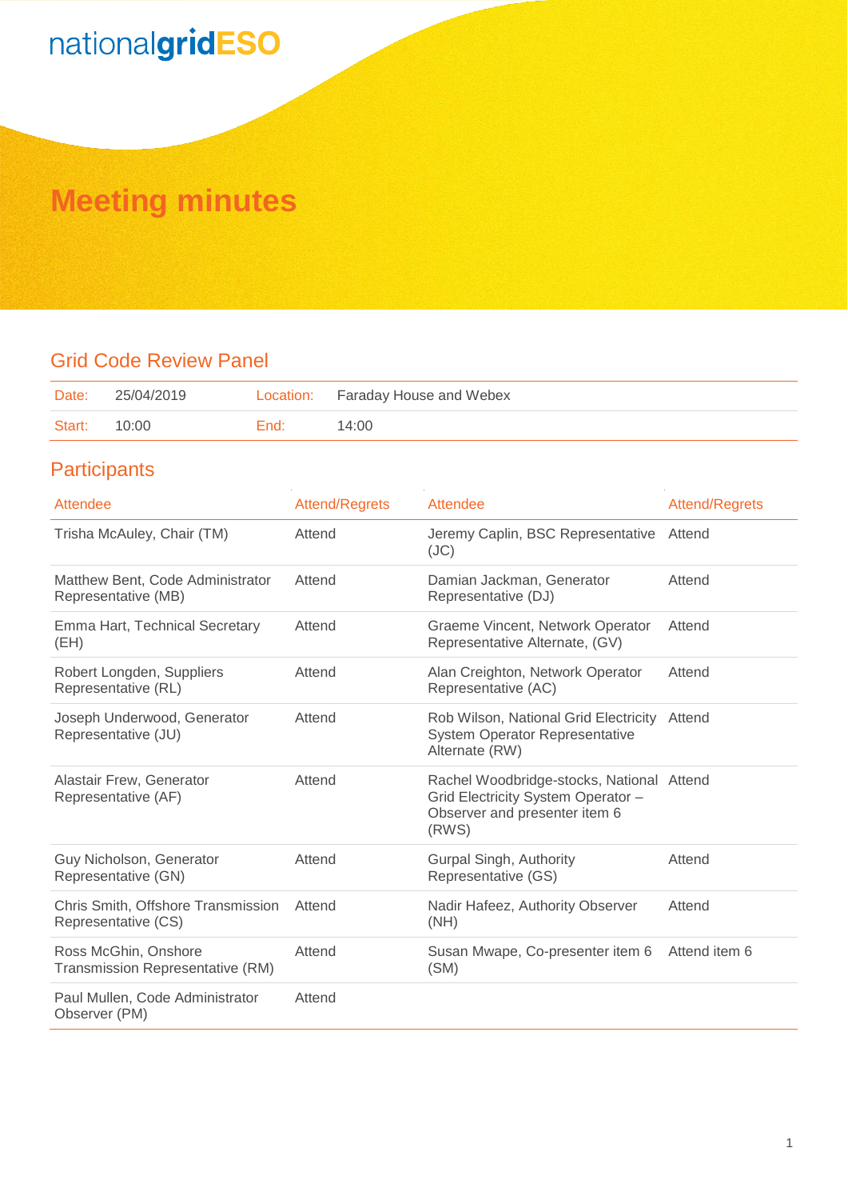nationalgridESO

# Meeting minutes

## Grid Code Review Panel

| Date: | 25/04/2019 | Location: | Faraday House and Webex |
|---|---|---|---|
| Start: | 10:00 | End: | 14:00 |

## Participants

| Attendee | Attend/Regrets | Attendee | Attend/Regrets |
|---|---|---|---|
| Trisha McAuley, Chair (TM) | Attend | Jeremy Caplin, BSC Representative (JC) | Attend |
| Matthew Bent, Code Administrator Representative (MB) | Attend | Damian Jackman, Generator Representative (DJ) | Attend |
| Emma Hart, Technical Secretary (EH) | Attend | Graeme Vincent, Network Operator Representative Alternate, (GV) | Attend |
| Robert Longden, Suppliers Representative (RL) | Attend | Alan Creighton, Network Operator Representative (AC) | Attend |
| Joseph Underwood, Generator Representative (JU) | Attend | Rob Wilson, National Grid Electricity System Operator Representative Alternate (RW) | Attend |
| Alastair Frew, Generator Representative (AF) | Attend | Rachel Woodbridge-stocks, National Grid Electricity System Operator – Observer and presenter item 6 (RWS) | Attend |
| Guy Nicholson, Generator Representative (GN) | Attend | Gurpal Singh, Authority Representative (GS) | Attend |
| Chris Smith, Offshore Transmission Representative (CS) | Attend | Nadir Hafeez, Authority Observer (NH) | Attend |
| Ross McGhin, Onshore Transmission Representative (RM) | Attend | Susan Mwape, Co-presenter item 6 (SM) | Attend item 6 |
| Paul Mullen, Code Administrator Observer (PM) | Attend | | |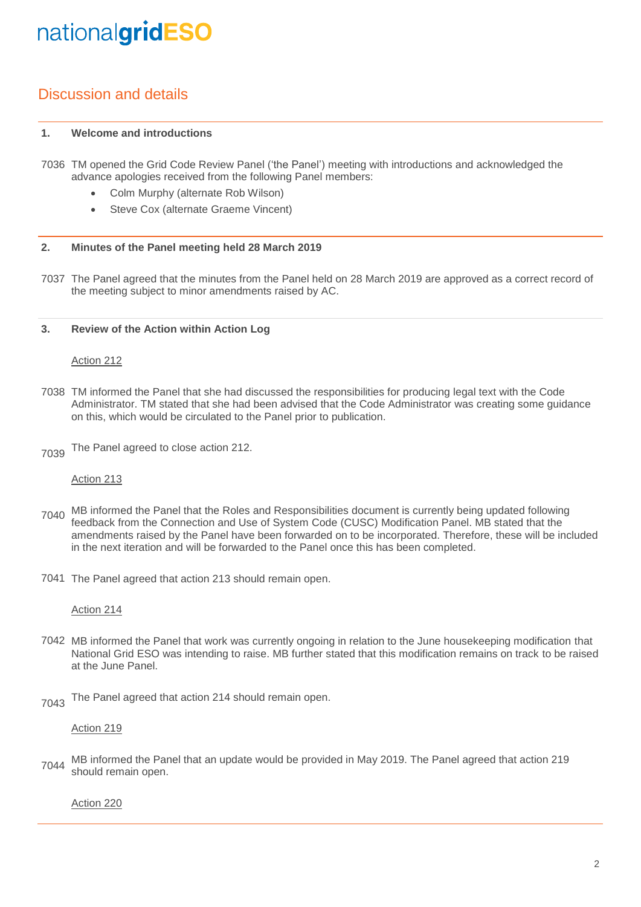## Discussion and details

**1. Welcome and introductions**

7036 TM opened the Grid Code Review Panel ('the Panel') meeting with introductions and acknowledged the advance apologies received from the following Panel members:

- Colm Murphy (alternate Rob Wilson)
- Steve Cox (alternate Graeme Vincent)

**2. Minutes of the Panel meeting held 28 March 2019**

7037 The Panel agreed that the minutes from the Panel held on 28 March 2019 are approved as a correct record of the meeting subject to minor amendments raised by AC.

**3. Review of the Action within Action Log**

Action 212

7038 TM informed the Panel that she had discussed the responsibilities for producing legal text with the Code Administrator. TM stated that she had been advised that the Code Administrator was creating some guidance on this, which would be circulated to the Panel prior to publication.

7039 The Panel agreed to close action 212.

Action 213

7040 MB informed the Panel that the Roles and Responsibilities document is currently being updated following feedback from the Connection and Use of System Code (CUSC) Modification Panel. MB stated that the amendments raised by the Panel have been forwarded on to be incorporated. Therefore, these will be included in the next iteration and will be forwarded to the Panel once this has been completed.

7041 The Panel agreed that action 213 should remain open.

Action 214

7042 MB informed the Panel that work was currently ongoing in relation to the June housekeeping modification that National Grid ESO was intending to raise. MB further stated that this modification remains on track to be raised at the June Panel.

7043 The Panel agreed that action 214 should remain open.

Action 219

7044 MB informed the Panel that an update would be provided in May 2019. The Panel agreed that action 219 should remain open.

Action 220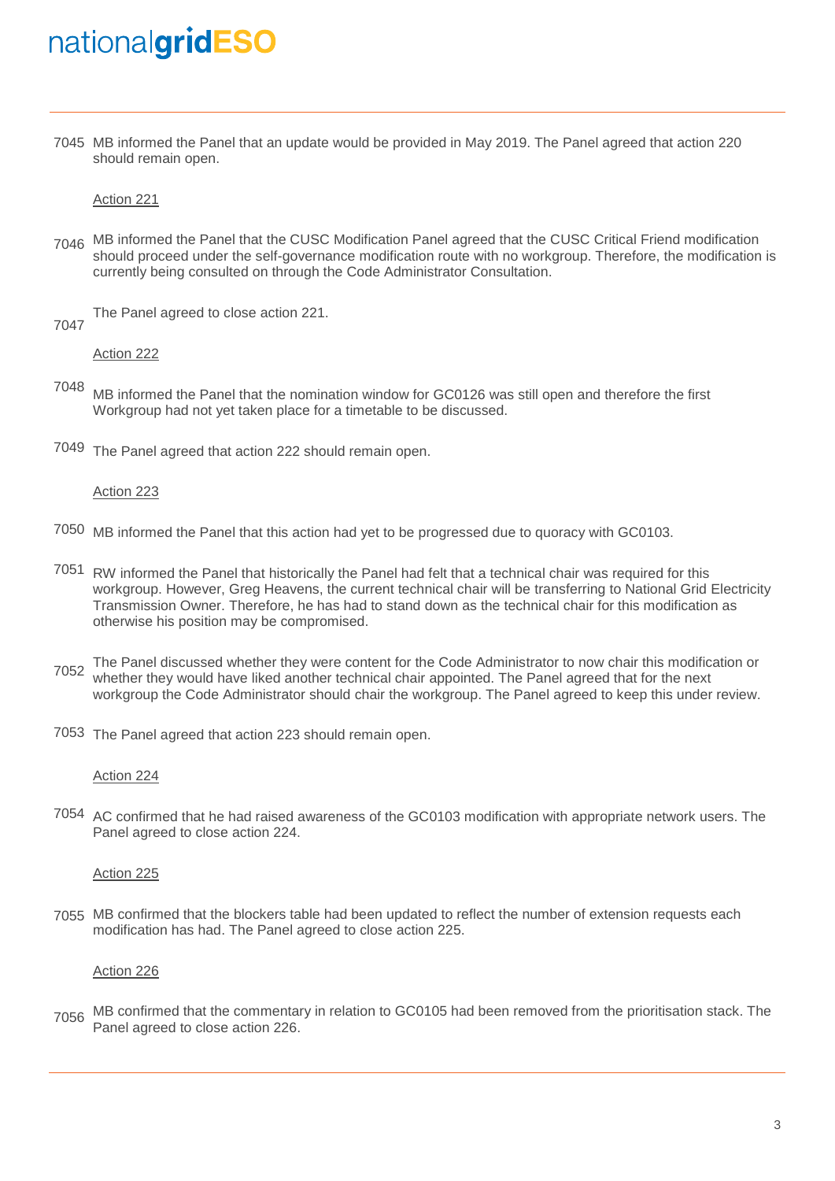7045 MB informed the Panel that an update would be provided in May 2019. The Panel agreed that action 220 should remain open.

Action 221

7046 MB informed the Panel that the CUSC Modification Panel agreed that the CUSC Critical Friend modification should proceed under the self-governance modification route with no workgroup. Therefore, the modification is currently being consulted on through the Code Administrator Consultation.

7047 The Panel agreed to close action 221.

Action 222

7048 MB informed the Panel that the nomination window for GC0126 was still open and therefore the first Workgroup had not yet taken place for a timetable to be discussed.

7049 The Panel agreed that action 222 should remain open.

Action 223

7050 MB informed the Panel that this action had yet to be progressed due to quoracy with GC0103.

7051 RW informed the Panel that historically the Panel had felt that a technical chair was required for this workgroup. However, Greg Heavens, the current technical chair will be transferring to National Grid Electricity Transmission Owner. Therefore, he has had to stand down as the technical chair for this modification as otherwise his position may be compromised.

7052 The Panel discussed whether they were content for the Code Administrator to now chair this modification or whether they would have liked another technical chair appointed. The Panel agreed that for the next workgroup the Code Administrator should chair the workgroup. The Panel agreed to keep this under review.

7053 The Panel agreed that action 223 should remain open.

Action 224

7054 AC confirmed that he had raised awareness of the GC0103 modification with appropriate network users. The Panel agreed to close action 224.

Action 225

7055 MB confirmed that the blockers table had been updated to reflect the number of extension requests each modification has had. The Panel agreed to close action 225.

Action 226

7056 MB confirmed that the commentary in relation to GC0105 had been removed from the prioritisation stack. The Panel agreed to close action 226.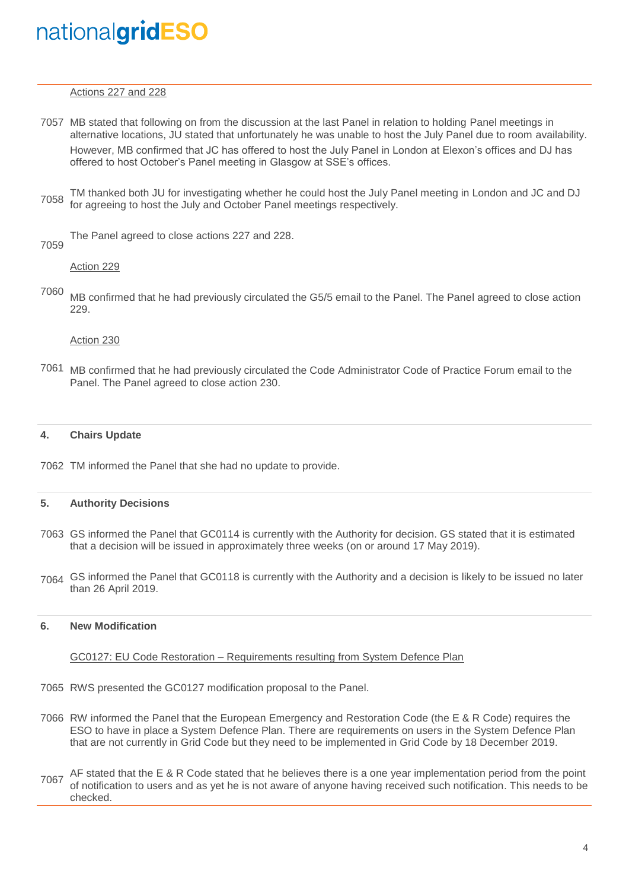Actions 227 and 228

7057 MB stated that following on from the discussion at the last Panel in relation to holding Panel meetings in alternative locations, JU stated that unfortunately he was unable to host the July Panel due to room availability. However, MB confirmed that JC has offered to host the July Panel in London at Elexon's offices and DJ has offered to host October's Panel meeting in Glasgow at SSE's offices.

7058 TM thanked both JU for investigating whether he could host the July Panel meeting in London and JC and DJ for agreeing to host the July and October Panel meetings respectively.

7059 The Panel agreed to close actions 227 and 228.

Action 229

7060 MB confirmed that he had previously circulated the G5/5 email to the Panel. The Panel agreed to close action 229.

Action 230

7061 MB confirmed that he had previously circulated the Code Administrator Code of Practice Forum email to the Panel. The Panel agreed to close action 230.

## 4. Chairs Update

7062 TM informed the Panel that she had no update to provide.

## 5. Authority Decisions

7063 GS informed the Panel that GC0114 is currently with the Authority for decision. GS stated that it is estimated that a decision will be issued in approximately three weeks (on or around 17 May 2019).

7064 GS informed the Panel that GC0118 is currently with the Authority and a decision is likely to be issued no later than 26 April 2019.

## 6. New Modification

GC0127: EU Code Restoration – Requirements resulting from System Defence Plan

7065 RWS presented the GC0127 modification proposal to the Panel.

7066 RW informed the Panel that the European Emergency and Restoration Code (the E & R Code) requires the ESO to have in place a System Defence Plan. There are requirements on users in the System Defence Plan that are not currently in Grid Code but they need to be implemented in Grid Code by 18 December 2019.

7067 AF stated that the E & R Code stated that he believes there is a one year implementation period from the point of notification to users and as yet he is not aware of anyone having received such notification. This needs to be checked.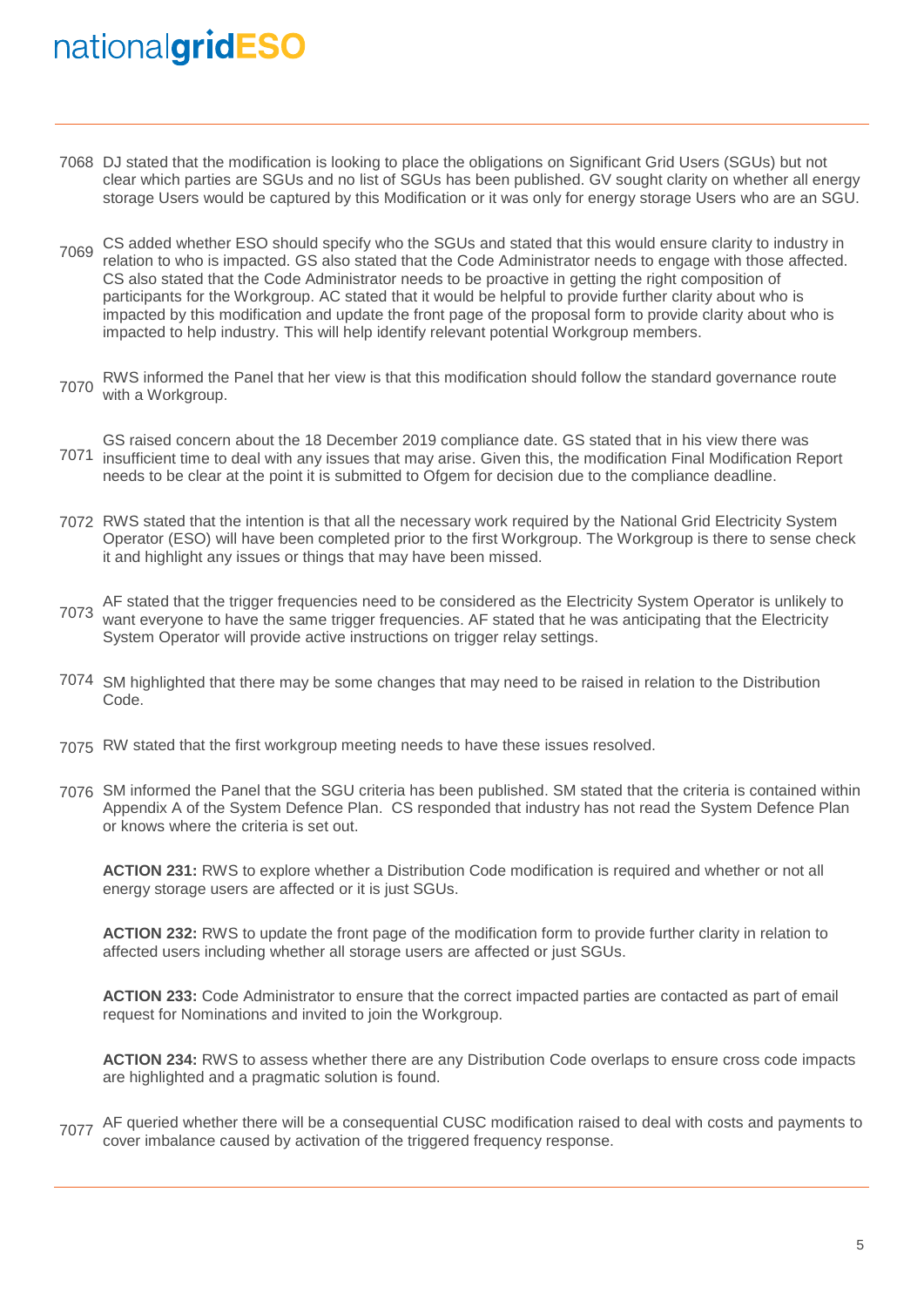7068 DJ stated that the modification is looking to place the obligations on Significant Grid Users (SGUs) but not clear which parties are SGUs and no list of SGUs has been published. GV sought clarity on whether all energy storage Users would be captured by this Modification or it was only for energy storage Users who are an SGU.

7069 CS added whether ESO should specify who the SGUs and stated that this would ensure clarity to industry in relation to who is impacted. GS also stated that the Code Administrator needs to engage with those affected. CS also stated that the Code Administrator needs to be proactive in getting the right composition of participants for the Workgroup. AC stated that it would be helpful to provide further clarity about who is impacted by this modification and update the front page of the proposal form to provide clarity about who is impacted to help industry. This will help identify relevant potential Workgroup members.

7070 RWS informed the Panel that her view is that this modification should follow the standard governance route with a Workgroup.

7071 GS raised concern about the 18 December 2019 compliance date. GS stated that in his view there was insufficient time to deal with any issues that may arise. Given this, the modification Final Modification Report needs to be clear at the point it is submitted to Ofgem for decision due to the compliance deadline.

7072 RWS stated that the intention is that all the necessary work required by the National Grid Electricity System Operator (ESO) will have been completed prior to the first Workgroup. The Workgroup is there to sense check it and highlight any issues or things that may have been missed.

7073 AF stated that the trigger frequencies need to be considered as the Electricity System Operator is unlikely to want everyone to have the same trigger frequencies. AF stated that he was anticipating that the Electricity System Operator will provide active instructions on trigger relay settings.

7074 SM highlighted that there may be some changes that may need to be raised in relation to the Distribution Code.

7075 RW stated that the first workgroup meeting needs to have these issues resolved.

7076 SM informed the Panel that the SGU criteria has been published. SM stated that the criteria is contained within Appendix A of the System Defence Plan. CS responded that industry has not read the System Defence Plan or knows where the criteria is set out.

**ACTION 231:** RWS to explore whether a Distribution Code modification is required and whether or not all energy storage users are affected or it is just SGUs.

**ACTION 232:** RWS to update the front page of the modification form to provide further clarity in relation to affected users including whether all storage users are affected or just SGUs.

**ACTION 233:** Code Administrator to ensure that the correct impacted parties are contacted as part of email request for Nominations and invited to join the Workgroup.

**ACTION 234:** RWS to assess whether there are any Distribution Code overlaps to ensure cross code impacts are highlighted and a pragmatic solution is found.

7077 AF queried whether there will be a consequential CUSC modification raised to deal with costs and payments to cover imbalance caused by activation of the triggered frequency response.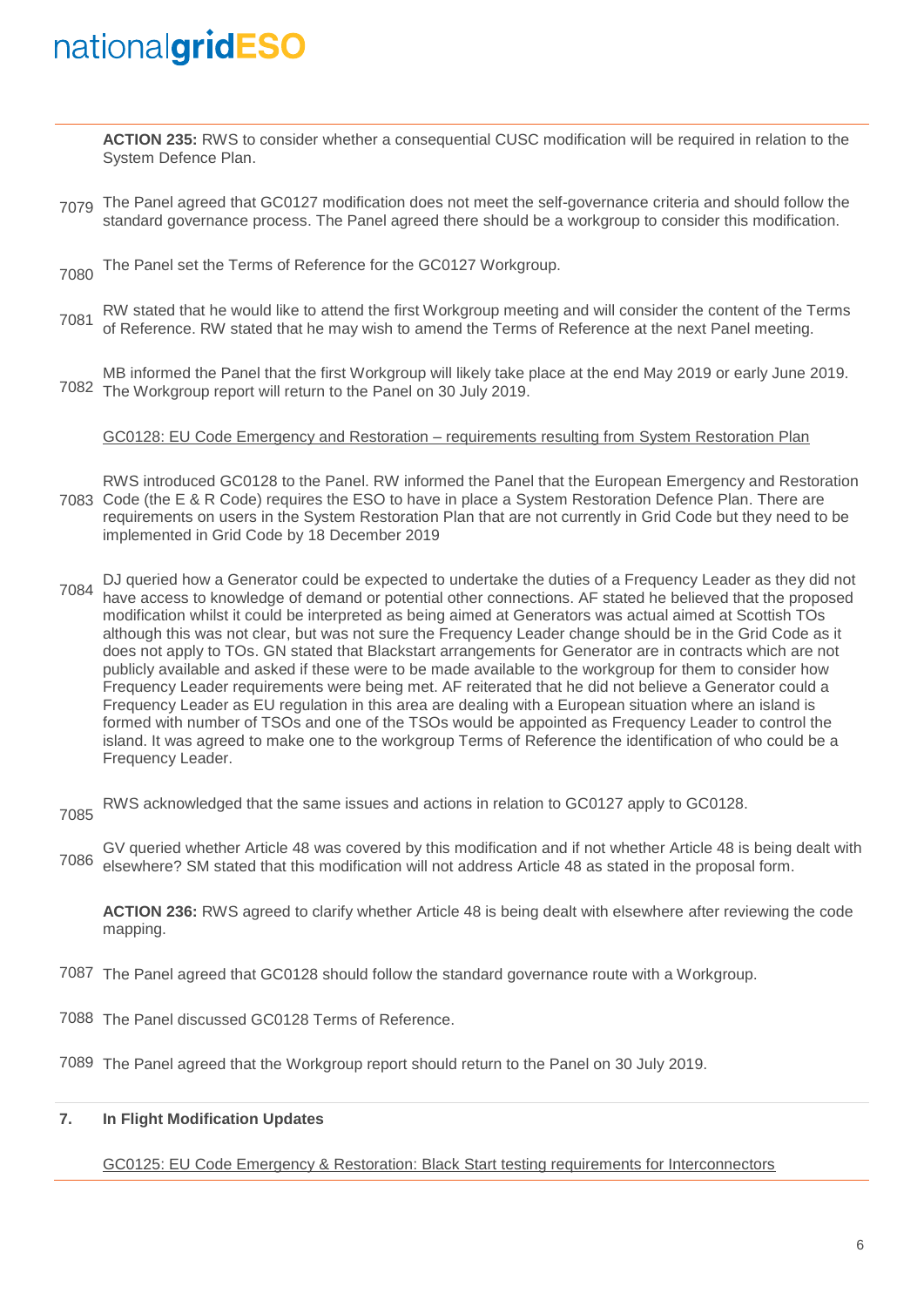**ACTION 235:** RWS to consider whether a consequential CUSC modification will be required in relation to the System Defence Plan.

7079 The Panel agreed that GC0127 modification does not meet the self-governance criteria and should follow the standard governance process. The Panel agreed there should be a workgroup to consider this modification.

7080 The Panel set the Terms of Reference for the GC0127 Workgroup.

7081 RW stated that he would like to attend the first Workgroup meeting and will consider the content of the Terms of Reference. RW stated that he may wish to amend the Terms of Reference at the next Panel meeting.

7082 MB informed the Panel that the first Workgroup will likely take place at the end May 2019 or early June 2019. The Workgroup report will return to the Panel on 30 July 2019.

GC0128: EU Code Emergency and Restoration – requirements resulting from System Restoration Plan

7083 RWS introduced GC0128 to the Panel. RW informed the Panel that the European Emergency and Restoration Code (the E & R Code) requires the ESO to have in place a System Restoration Defence Plan. There are requirements on users in the System Restoration Plan that are not currently in Grid Code but they need to be implemented in Grid Code by 18 December 2019

7084 DJ queried how a Generator could be expected to undertake the duties of a Frequency Leader as they did not have access to knowledge of demand or potential other connections. AF stated he believed that the proposed modification whilst it could be interpreted as being aimed at Generators was actual aimed at Scottish TOs although this was not clear, but was not sure the Frequency Leader change should be in the Grid Code as it does not apply to TOs. GN stated that Blackstart arrangements for Generator are in contracts which are not publicly available and asked if these were to be made available to the workgroup for them to consider how Frequency Leader requirements were being met. AF reiterated that he did not believe a Generator could a Frequency Leader as EU regulation in this area are dealing with a European situation where an island is formed with number of TSOs and one of the TSOs would be appointed as Frequency Leader to control the island. It was agreed to make one to the workgroup Terms of Reference the identification of who could be a Frequency Leader.

7085 RWS acknowledged that the same issues and actions in relation to GC0127 apply to GC0128.

7086 GV queried whether Article 48 was covered by this modification and if not whether Article 48 is being dealt with elsewhere? SM stated that this modification will not address Article 48 as stated in the proposal form.

**ACTION 236:** RWS agreed to clarify whether Article 48 is being dealt with elsewhere after reviewing the code mapping.

7087 The Panel agreed that GC0128 should follow the standard governance route with a Workgroup.

7088 The Panel discussed GC0128 Terms of Reference.

7089 The Panel agreed that the Workgroup report should return to the Panel on 30 July 2019.

## 7. In Flight Modification Updates

GC0125: EU Code Emergency & Restoration: Black Start testing requirements for Interconnectors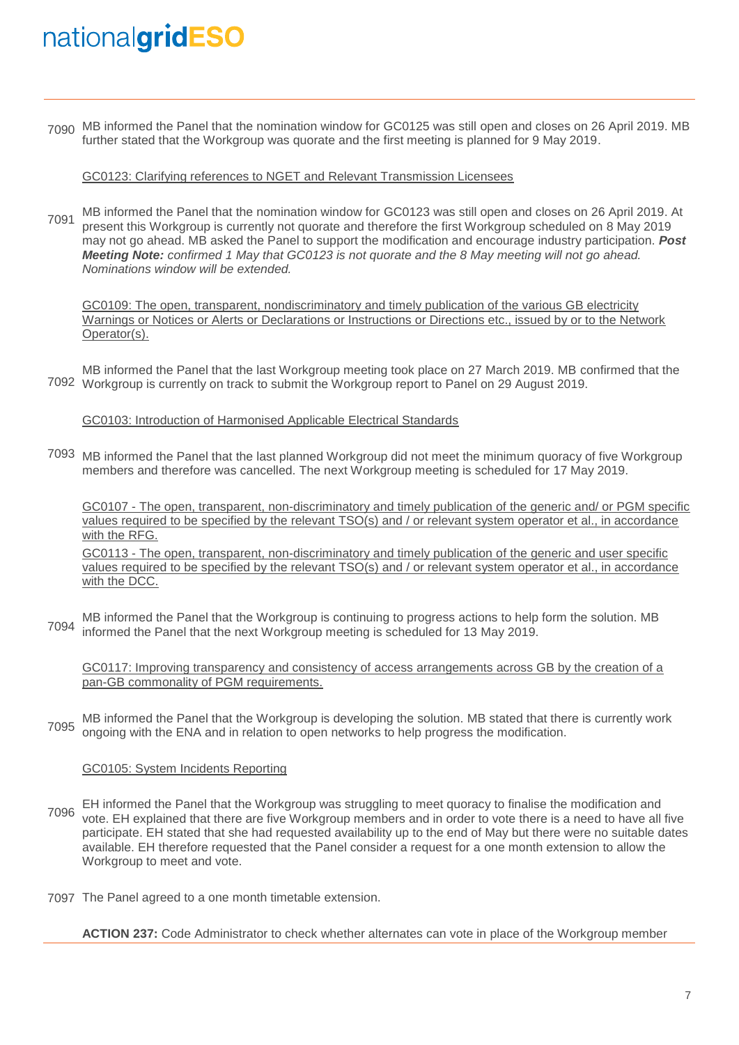7090 MB informed the Panel that the nomination window for GC0125 was still open and closes on 26 April 2019. MB further stated that the Workgroup was quorate and the first meeting is planned for 9 May 2019.

GC0123: Clarifying references to NGET and Relevant Transmission Licensees

7091 MB informed the Panel that the nomination window for GC0123 was still open and closes on 26 April 2019. At present this Workgroup is currently not quorate and therefore the first Workgroup scheduled on 8 May 2019 may not go ahead. MB asked the Panel to support the modification and encourage industry participation. ***Post Meeting Note:*** *confirmed 1 May that GC0123 is not quorate and the 8 May meeting will not go ahead. Nominations window will be extended.*

GC0109: The open, transparent, nondiscriminatory and timely publication of the various GB electricity Warnings or Notices or Alerts or Declarations or Instructions or Directions etc., issued by or to the Network Operator(s).

7092 MB informed the Panel that the last Workgroup meeting took place on 27 March 2019. MB confirmed that the Workgroup is currently on track to submit the Workgroup report to Panel on 29 August 2019.

GC0103: Introduction of Harmonised Applicable Electrical Standards

7093 MB informed the Panel that the last planned Workgroup did not meet the minimum quoracy of five Workgroup members and therefore was cancelled. The next Workgroup meeting is scheduled for 17 May 2019.

GC0107 - The open, transparent, non-discriminatory and timely publication of the generic and/ or PGM specific values required to be specified by the relevant TSO(s) and / or relevant system operator et al., in accordance with the RFG.

GC0113 - The open, transparent, non-discriminatory and timely publication of the generic and user specific values required to be specified by the relevant TSO(s) and / or relevant system operator et al., in accordance with the DCC.

7094 MB informed the Panel that the Workgroup is continuing to progress actions to help form the solution. MB informed the Panel that the next Workgroup meeting is scheduled for 13 May 2019.

GC0117: Improving transparency and consistency of access arrangements across GB by the creation of a pan-GB commonality of PGM requirements.

7095 MB informed the Panel that the Workgroup is developing the solution. MB stated that there is currently work ongoing with the ENA and in relation to open networks to help progress the modification.

GC0105: System Incidents Reporting

7096 EH informed the Panel that the Workgroup was struggling to meet quoracy to finalise the modification and vote. EH explained that there are five Workgroup members and in order to vote there is a need to have all five participate. EH stated that she had requested availability up to the end of May but there were no suitable dates available. EH therefore requested that the Panel consider a request for a one month extension to allow the Workgroup to meet and vote.

7097 The Panel agreed to a one month timetable extension.

**ACTION 237:** Code Administrator to check whether alternates can vote in place of the Workgroup member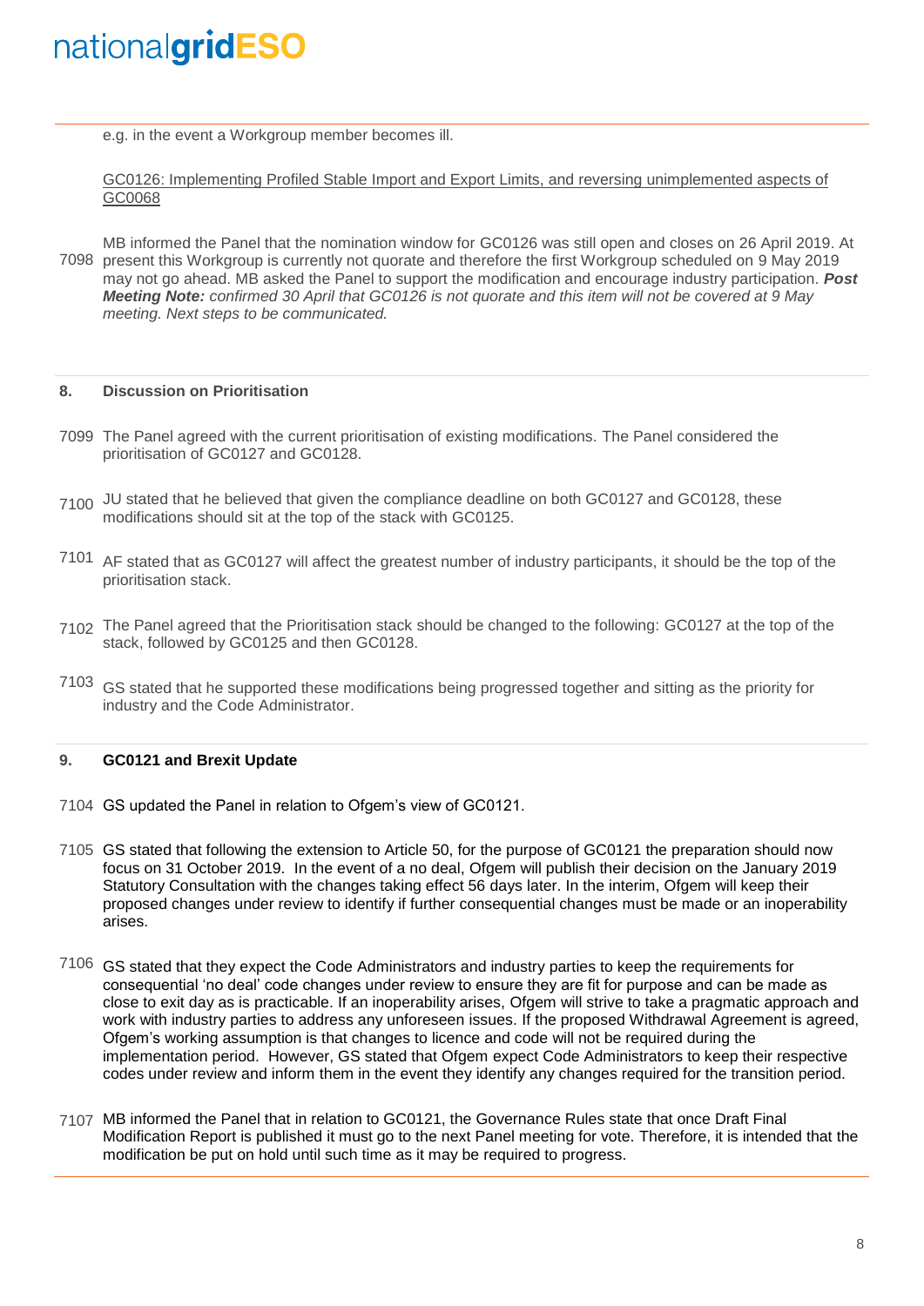e.g. in the event a Workgroup member becomes ill.

GC0126: Implementing Profiled Stable Import and Export Limits, and reversing unimplemented aspects of GC0068

7098 MB informed the Panel that the nomination window for GC0126 was still open and closes on 26 April 2019. At present this Workgroup is currently not quorate and therefore the first Workgroup scheduled on 9 May 2019 may not go ahead. MB asked the Panel to support the modification and encourage industry participation. ***Post Meeting Note:*** *confirmed 30 April that GC0126 is not quorate and this item will not be covered at 9 May meeting. Next steps to be communicated.*

## 8. Discussion on Prioritisation

7099 The Panel agreed with the current prioritisation of existing modifications. The Panel considered the prioritisation of GC0127 and GC0128.

7100 JU stated that he believed that given the compliance deadline on both GC0127 and GC0128, these modifications should sit at the top of the stack with GC0125.

7101 AF stated that as GC0127 will affect the greatest number of industry participants, it should be the top of the prioritisation stack.

7102 The Panel agreed that the Prioritisation stack should be changed to the following: GC0127 at the top of the stack, followed by GC0125 and then GC0128.

7103 GS stated that he supported these modifications being progressed together and sitting as the priority for industry and the Code Administrator.

## 9. GC0121 and Brexit Update

7104 GS updated the Panel in relation to Ofgem's view of GC0121.

7105 GS stated that following the extension to Article 50, for the purpose of GC0121 the preparation should now focus on 31 October 2019. In the event of a no deal, Ofgem will publish their decision on the January 2019 Statutory Consultation with the changes taking effect 56 days later. In the interim, Ofgem will keep their proposed changes under review to identify if further consequential changes must be made or an inoperability arises.

7106 GS stated that they expect the Code Administrators and industry parties to keep the requirements for consequential 'no deal' code changes under review to ensure they are fit for purpose and can be made as close to exit day as is practicable. If an inoperability arises, Ofgem will strive to take a pragmatic approach and work with industry parties to address any unforeseen issues. If the proposed Withdrawal Agreement is agreed, Ofgem's working assumption is that changes to licence and code will not be required during the implementation period. However, GS stated that Ofgem expect Code Administrators to keep their respective codes under review and inform them in the event they identify any changes required for the transition period.

7107 MB informed the Panel that in relation to GC0121, the Governance Rules state that once Draft Final Modification Report is published it must go to the next Panel meeting for vote. Therefore, it is intended that the modification be put on hold until such time as it may be required to progress.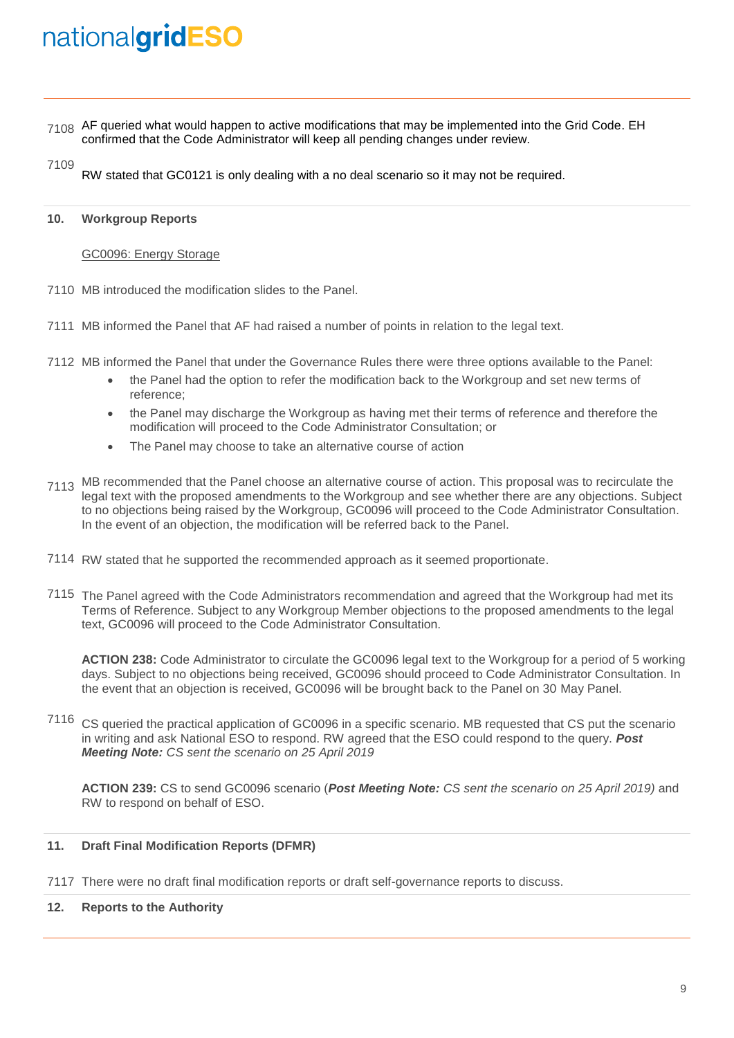7108 AF queried what would happen to active modifications that may be implemented into the Grid Code. EH confirmed that the Code Administrator will keep all pending changes under review.

7109 RW stated that GC0121 is only dealing with a no deal scenario so it may not be required.

## 10. Workgroup Reports

GC0096: Energy Storage

7110 MB introduced the modification slides to the Panel.

7111 MB informed the Panel that AF had raised a number of points in relation to the legal text.

7112 MB informed the Panel that under the Governance Rules there were three options available to the Panel:

- the Panel had the option to refer the modification back to the Workgroup and set new terms of reference;
- the Panel may discharge the Workgroup as having met their terms of reference and therefore the modification will proceed to the Code Administrator Consultation; or
- The Panel may choose to take an alternative course of action

7113 MB recommended that the Panel choose an alternative course of action. This proposal was to recirculate the legal text with the proposed amendments to the Workgroup and see whether there are any objections. Subject to no objections being raised by the Workgroup, GC0096 will proceed to the Code Administrator Consultation. In the event of an objection, the modification will be referred back to the Panel.

7114 RW stated that he supported the recommended approach as it seemed proportionate.

7115 The Panel agreed with the Code Administrators recommendation and agreed that the Workgroup had met its Terms of Reference. Subject to any Workgroup Member objections to the proposed amendments to the legal text, GC0096 will proceed to the Code Administrator Consultation.

**ACTION 238:** Code Administrator to circulate the GC0096 legal text to the Workgroup for a period of 5 working days. Subject to no objections being received, GC0096 should proceed to Code Administrator Consultation. In the event that an objection is received, GC0096 will be brought back to the Panel on 30 May Panel.

7116 CS queried the practical application of GC0096 in a specific scenario. MB requested that CS put the scenario in writing and ask National ESO to respond. RW agreed that the ESO could respond to the query. ***Post Meeting Note:*** *CS sent the scenario on 25 April 2019*

**ACTION 239:** CS to send GC0096 scenario (***Post Meeting Note:*** *CS sent the scenario on 25 April 2019)* and RW to respond on behalf of ESO.

## 11. Draft Final Modification Reports (DFMR)

7117 There were no draft final modification reports or draft self-governance reports to discuss.

## 12. Reports to the Authority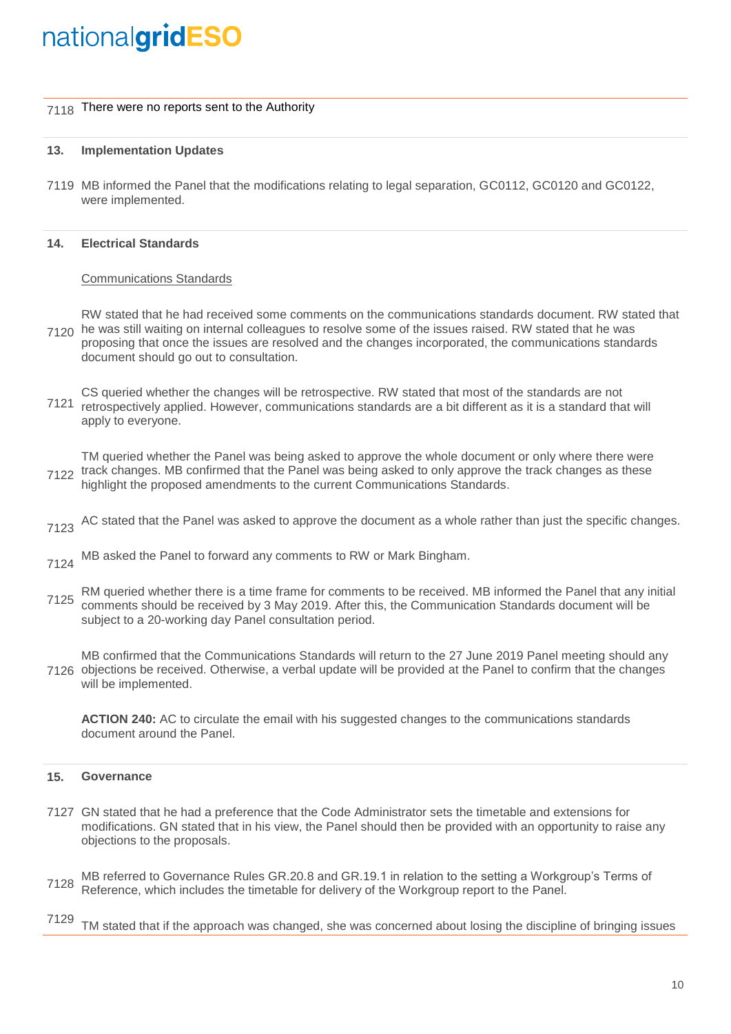7118 There were no reports sent to the Authority

## 13. Implementation Updates

7119 MB informed the Panel that the modifications relating to legal separation, GC0112, GC0120 and GC0122, were implemented.

## 14. Electrical Standards

Communications Standards

7120 RW stated that he had received some comments on the communications standards document. RW stated that he was still waiting on internal colleagues to resolve some of the issues raised. RW stated that he was proposing that once the issues are resolved and the changes incorporated, the communications standards document should go out to consultation.

7121 CS queried whether the changes will be retrospective. RW stated that most of the standards are not retrospectively applied. However, communications standards are a bit different as it is a standard that will apply to everyone.

7122 TM queried whether the Panel was being asked to approve the whole document or only where there were track changes. MB confirmed that the Panel was being asked to only approve the track changes as these highlight the proposed amendments to the current Communications Standards.

7123 AC stated that the Panel was asked to approve the document as a whole rather than just the specific changes.

7124 MB asked the Panel to forward any comments to RW or Mark Bingham.

7125 RM queried whether there is a time frame for comments to be received. MB informed the Panel that any initial comments should be received by 3 May 2019. After this, the Communication Standards document will be subject to a 20-working day Panel consultation period.

7126 MB confirmed that the Communications Standards will return to the 27 June 2019 Panel meeting should any objections be received. Otherwise, a verbal update will be provided at the Panel to confirm that the changes will be implemented.

**ACTION 240:** AC to circulate the email with his suggested changes to the communications standards document around the Panel.

## 15. Governance

7127 GN stated that he had a preference that the Code Administrator sets the timetable and extensions for modifications. GN stated that in his view, the Panel should then be provided with an opportunity to raise any objections to the proposals.

7128 MB referred to Governance Rules GR.20.8 and GR.19.1 in relation to the setting a Workgroup's Terms of Reference, which includes the timetable for delivery of the Workgroup report to the Panel.

7129 TM stated that if the approach was changed, she was concerned about losing the discipline of bringing issues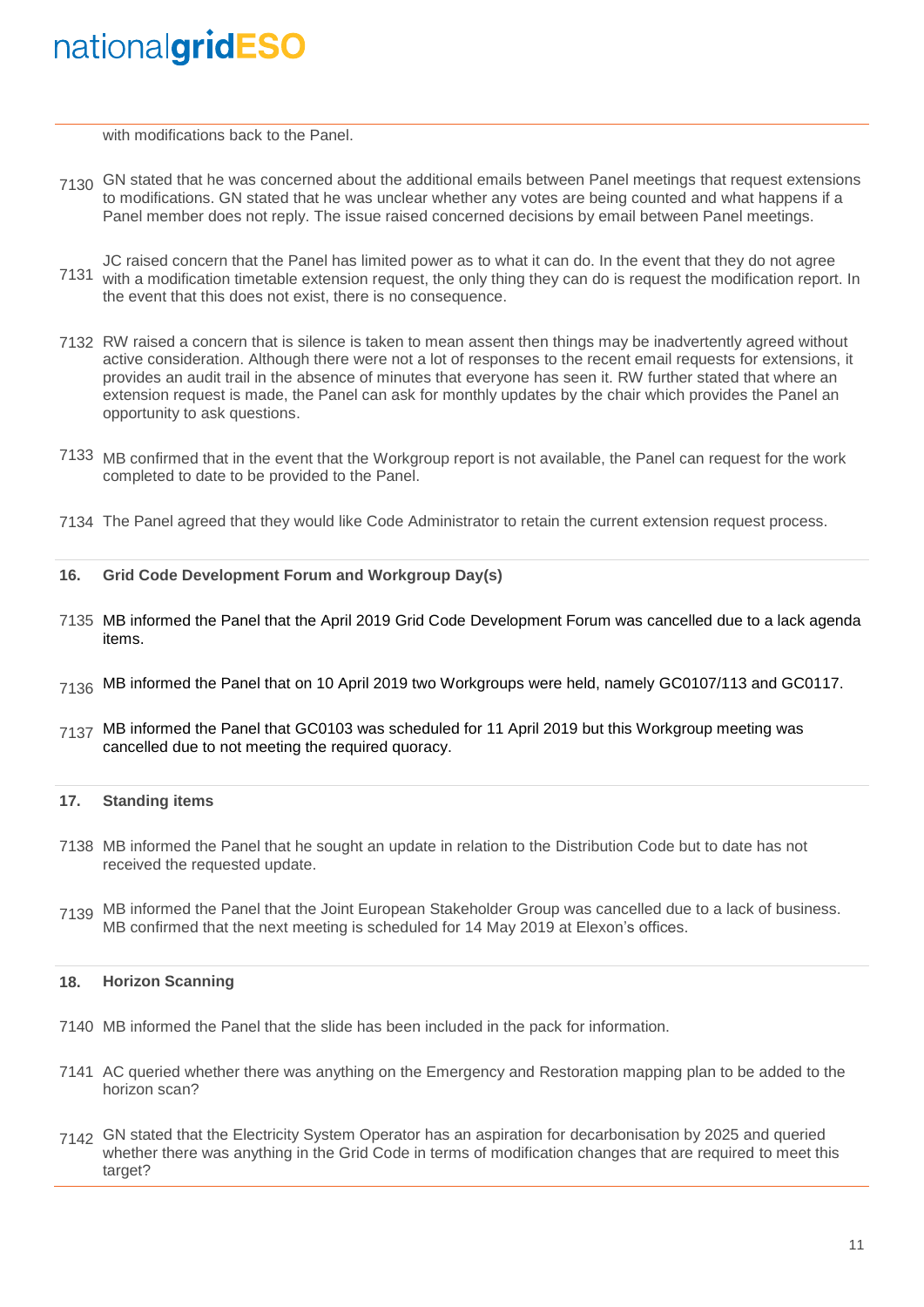with modifications back to the Panel.

7130 GN stated that he was concerned about the additional emails between Panel meetings that request extensions to modifications. GN stated that he was unclear whether any votes are being counted and what happens if a Panel member does not reply. The issue raised concerned decisions by email between Panel meetings.

7131 JC raised concern that the Panel has limited power as to what it can do. In the event that they do not agree with a modification timetable extension request, the only thing they can do is request the modification report. In the event that this does not exist, there is no consequence.

7132 RW raised a concern that is silence is taken to mean assent then things may be inadvertently agreed without active consideration. Although there were not a lot of responses to the recent email requests for extensions, it provides an audit trail in the absence of minutes that everyone has seen it. RW further stated that where an extension request is made, the Panel can ask for monthly updates by the chair which provides the Panel an opportunity to ask questions.

7133 MB confirmed that in the event that the Workgroup report is not available, the Panel can request for the work completed to date to be provided to the Panel.

7134 The Panel agreed that they would like Code Administrator to retain the current extension request process.

## 16. Grid Code Development Forum and Workgroup Day(s)

7135 MB informed the Panel that the April 2019 Grid Code Development Forum was cancelled due to a lack agenda items.

7136 MB informed the Panel that on 10 April 2019 two Workgroups were held, namely GC0107/113 and GC0117.

7137 MB informed the Panel that GC0103 was scheduled for 11 April 2019 but this Workgroup meeting was cancelled due to not meeting the required quoracy.

## 17. Standing items

7138 MB informed the Panel that he sought an update in relation to the Distribution Code but to date has not received the requested update.

7139 MB informed the Panel that the Joint European Stakeholder Group was cancelled due to a lack of business. MB confirmed that the next meeting is scheduled for 14 May 2019 at Elexon's offices.

## 18. Horizon Scanning

7140 MB informed the Panel that the slide has been included in the pack for information.

7141 AC queried whether there was anything on the Emergency and Restoration mapping plan to be added to the horizon scan?

7142 GN stated that the Electricity System Operator has an aspiration for decarbonisation by 2025 and queried whether there was anything in the Grid Code in terms of modification changes that are required to meet this target?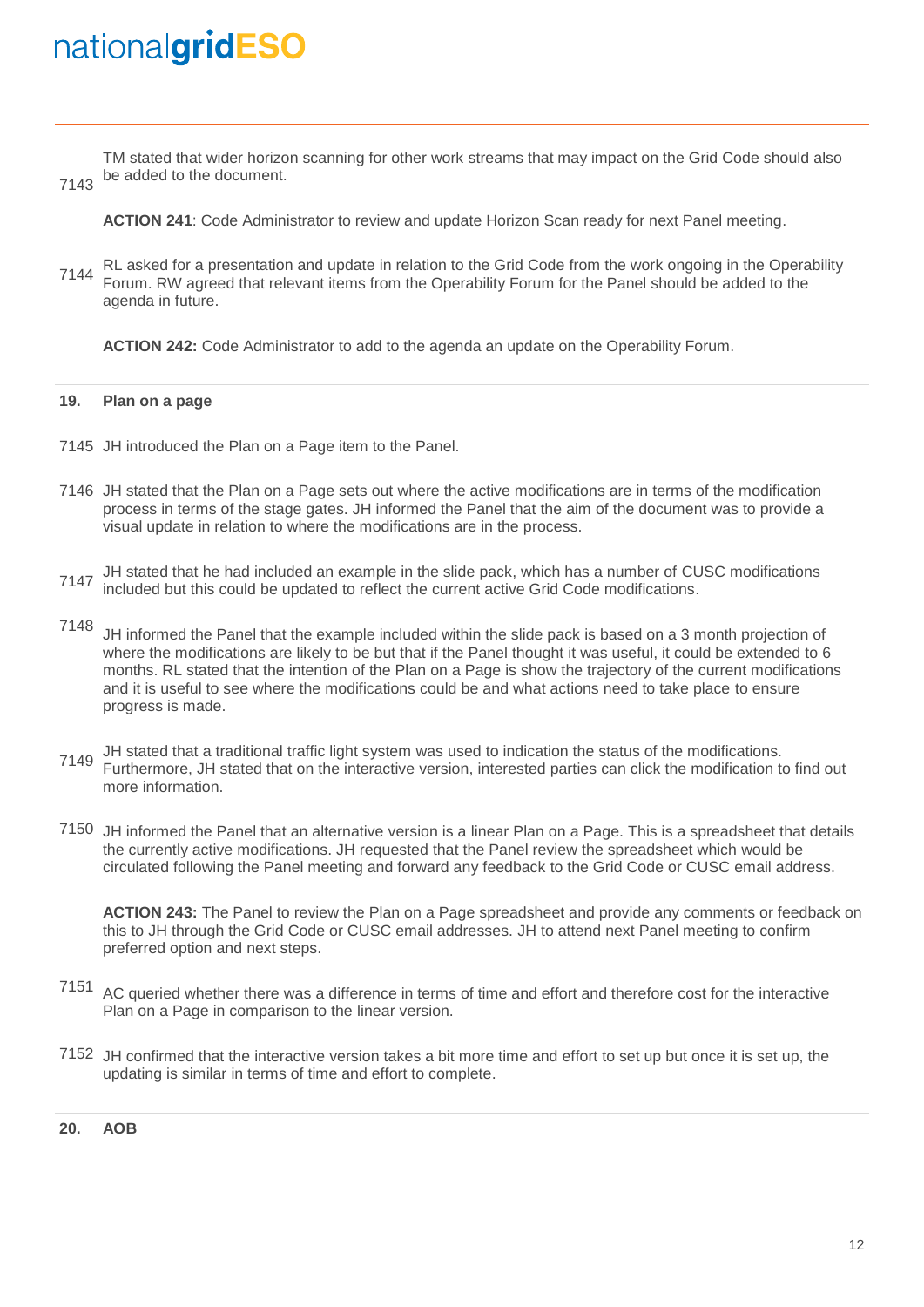7143 TM stated that wider horizon scanning for other work streams that may impact on the Grid Code should also be added to the document.

**ACTION 241**: Code Administrator to review and update Horizon Scan ready for next Panel meeting.

7144 RL asked for a presentation and update in relation to the Grid Code from the work ongoing in the Operability Forum. RW agreed that relevant items from the Operability Forum for the Panel should be added to the agenda in future.

**ACTION 242:** Code Administrator to add to the agenda an update on the Operability Forum.

## 19. Plan on a page

7145 JH introduced the Plan on a Page item to the Panel.

7146 JH stated that the Plan on a Page sets out where the active modifications are in terms of the modification process in terms of the stage gates. JH informed the Panel that the aim of the document was to provide a visual update in relation to where the modifications are in the process.

7147 JH stated that he had included an example in the slide pack, which has a number of CUSC modifications included but this could be updated to reflect the current active Grid Code modifications.

7148 JH informed the Panel that the example included within the slide pack is based on a 3 month projection of where the modifications are likely to be but that if the Panel thought it was useful, it could be extended to 6 months. RL stated that the intention of the Plan on a Page is show the trajectory of the current modifications and it is useful to see where the modifications could be and what actions need to take place to ensure progress is made.

7149 JH stated that a traditional traffic light system was used to indication the status of the modifications. Furthermore, JH stated that on the interactive version, interested parties can click the modification to find out more information.

7150 JH informed the Panel that an alternative version is a linear Plan on a Page. This is a spreadsheet that details the currently active modifications. JH requested that the Panel review the spreadsheet which would be circulated following the Panel meeting and forward any feedback to the Grid Code or CUSC email address.

**ACTION 243:** The Panel to review the Plan on a Page spreadsheet and provide any comments or feedback on this to JH through the Grid Code or CUSC email addresses. JH to attend next Panel meeting to confirm preferred option and next steps.

7151 AC queried whether there was a difference in terms of time and effort and therefore cost for the interactive Plan on a Page in comparison to the linear version.

7152 JH confirmed that the interactive version takes a bit more time and effort to set up but once it is set up, the updating is similar in terms of time and effort to complete.

## 20. AOB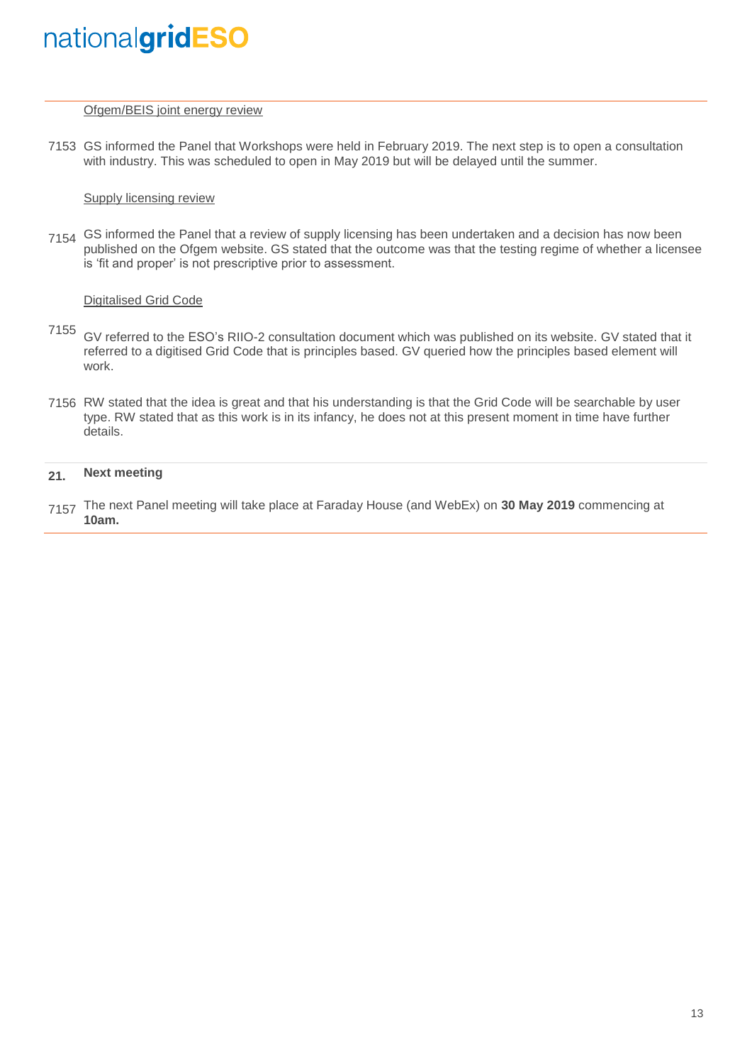Ofgem/BEIS joint energy review

7153 GS informed the Panel that Workshops were held in February 2019. The next step is to open a consultation with industry. This was scheduled to open in May 2019 but will be delayed until the summer.

Supply licensing review

7154 GS informed the Panel that a review of supply licensing has been undertaken and a decision has now been published on the Ofgem website. GS stated that the outcome was that the testing regime of whether a licensee is 'fit and proper' is not prescriptive prior to assessment.

Digitalised Grid Code

7155 GV referred to the ESO's RIIO-2 consultation document which was published on its website. GV stated that it referred to a digitised Grid Code that is principles based. GV queried how the principles based element will work.

7156 RW stated that the idea is great and that his understanding is that the Grid Code will be searchable by user type. RW stated that as this work is in its infancy, he does not at this present moment in time have further details.

## 21. Next meeting

7157 The next Panel meeting will take place at Faraday House (and WebEx) on **30 May 2019** commencing at **10am.**